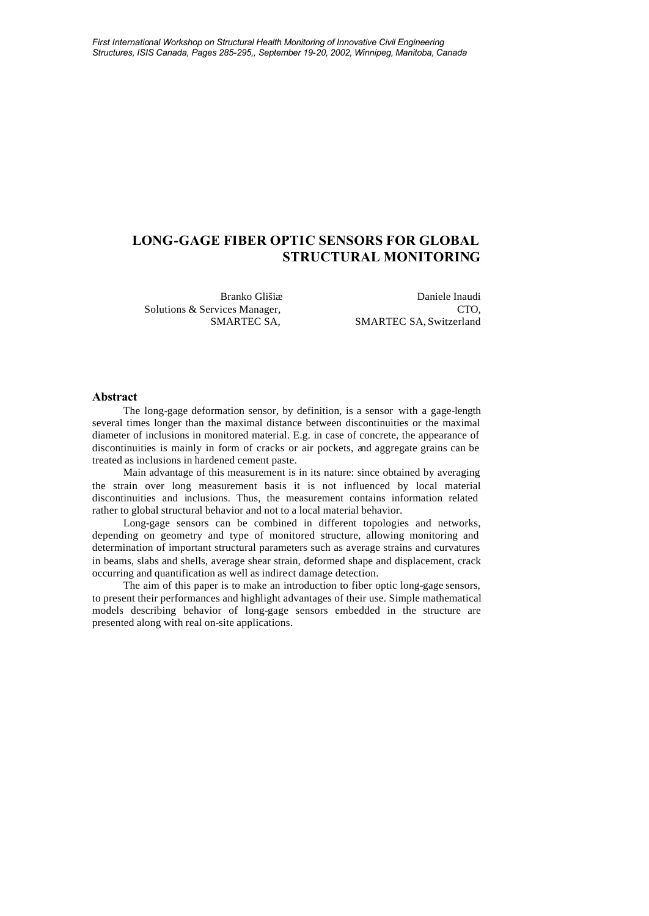*First International Workshop on Structural Health Monitoring of Innovative Civil Engineering Structures, ISIS Canada, Pages 285-295,, September 19-20, 2002, Winnipeg, Manitoba, Canada*

# LONG-GAGE FIBER OPTIC SENSORS FOR GLOBAL STRUCTURAL MONITORING

Branko Glišiæ
Solutions & Services Manager,
SMARTEC SA,

Daniele Inaudi
CTO,
SMARTEC SA, Switzerland

## Abstract

The long-gage deformation sensor, by definition, is a sensor with a gage-length several times longer than the maximal distance between discontinuities or the maximal diameter of inclusions in monitored material. E.g. in case of concrete, the appearance of discontinuities is mainly in form of cracks or air pockets, and aggregate grains can be treated as inclusions in hardened cement paste.

Main advantage of this measurement is in its nature: since obtained by averaging the strain over long measurement basis it is not influenced by local material discontinuities and inclusions. Thus, the measurement contains information related rather to global structural behavior and not to a local material behavior.

Long-gage sensors can be combined in different topologies and networks, depending on geometry and type of monitored structure, allowing monitoring and determination of important structural parameters such as average strains and curvatures in beams, slabs and shells, average shear strain, deformed shape and displacement, crack occurring and quantification as well as indirect damage detection.

The aim of this paper is to make an introduction to fiber optic long-gage sensors, to present their performances and highlight advantages of their use. Simple mathematical models describing behavior of long-gage sensors embedded in the structure are presented along with real on-site applications.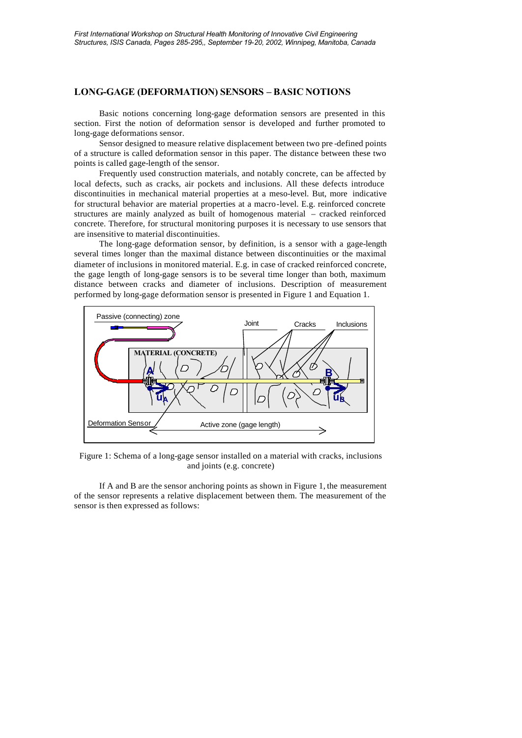## LONG-GAGE (DEFORMATION) SENSORS – BASIC NOTIONS

Basic notions concerning long-gage deformation sensors are presented in this section. First the notion of deformation sensor is developed and further promoted to long-gage deformations sensor.

Sensor designed to measure relative displacement between two pre-defined points of a structure is called deformation sensor in this paper. The distance between these two points is called gage-length of the sensor.

Frequently used construction materials, and notably concrete, can be affected by local defects, such as cracks, air pockets and inclusions. All these defects introduce discontinuities in mechanical material properties at a meso-level. But, more indicative for structural behavior are material properties at a macro-level. E.g. reinforced concrete structures are mainly analyzed as built of homogenous material – cracked reinforced concrete. Therefore, for structural monitoring purposes it is necessary to use sensors that are insensitive to material discontinuities.

The long-gage deformation sensor, by definition, is a sensor with a gage-length several times longer than the maximal distance between discontinuities or the maximal diameter of inclusions in monitored material. E.g. in case of cracked reinforced concrete, the gage length of long-gage sensors is to be several time longer than both, maximum distance between cracks and diameter of inclusions. Description of measurement performed by long-gage deformation sensor is presented in Figure 1 and Equation 1.

Passive (connecting) zone

Joint

Cracks

Inclusions

MATERIAL (CONCRETE)

A

B

$u_A$

$u_B$

Deformation Sensor

Active zone (gage length)

Figure 1: Schema of a long-gage sensor installed on a material with cracks, inclusions and joints (e.g. concrete)

If A and B are the sensor anchoring points as shown in Figure 1, the measurement of the sensor represents a relative displacement between them. The measurement of the sensor is then expressed as follows: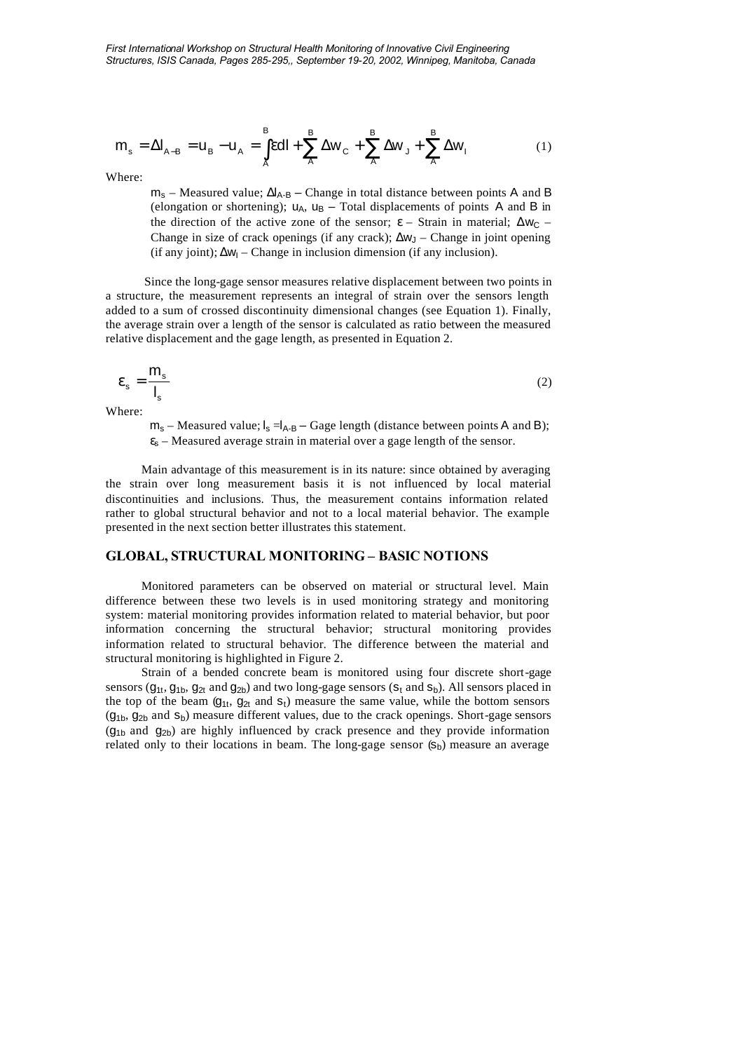$$m_s = \Delta l_{A-B} = u_B - u_A = \int_A^B \varepsilon dl + \sum_A^B \Delta w_C + \sum_A^B \Delta w_J + \sum_A^B \Delta w_I \tag{1}$$

Where:

> $m_s$ – Measured value; $\Delta l_{A\text{-}B}$ – Change in total distance between points A and B (elongation or shortening); $u_A$, $u_B$ – Total displacements of points A and B in the direction of the active zone of the sensor; $\varepsilon$ – Strain in material; $\Delta w_C$ – Change in size of crack openings (if any crack); $\Delta w_J$ – Change in joint opening (if any joint); $\Delta w_I$ – Change in inclusion dimension (if any inclusion).

Since the long-gage sensor measures relative displacement between two points in a structure, the measurement represents an integral of strain over the sensors length added to a sum of crossed discontinuity dimensional changes (see Equation 1). Finally, the average strain over a length of the sensor is calculated as ratio between the measured relative displacement and the gage length, as presented in Equation 2.

$$\varepsilon_s = \frac{m_s}{l_s} \tag{2}$$

Where:

> $m_s$ – Measured value; $l_s = l_{A\text{-}B}$ – Gage length (distance between points A and B); $\varepsilon_s$ – Measured average strain in material over a gage length of the sensor.

Main advantage of this measurement is in its nature: since obtained by averaging the strain over long measurement basis it is not influenced by local material discontinuities and inclusions. Thus, the measurement contains information related rather to global structural behavior and not to a local material behavior. The example presented in the next section better illustrates this statement.

## GLOBAL, STRUCTURAL MONITORING – BASIC NOTIONS

Monitored parameters can be observed on material or structural level. Main difference between these two levels is in used monitoring strategy and monitoring system: material monitoring provides information related to material behavior, but poor information concerning the structural behavior; structural monitoring provides information related to structural behavior. The difference between the material and structural monitoring is highlighted in Figure 2.

Strain of a bended concrete beam is monitored using four discrete short-gage sensors ($g_{1t}$, $g_{1b}$, $g_{2t}$ and $g_{2b}$) and two long-gage sensors ($s_t$ and $s_b$). All sensors placed in the top of the beam ($g_{1t}$, $g_{2t}$ and $s_t$) measure the same value, while the bottom sensors ($g_{1b}$, $g_{2b}$ and $s_b$) measure different values, due to the crack openings. Short-gage sensors ($g_{1b}$ and $g_{2b}$) are highly influenced by crack presence and they provide information related only to their locations in beam. The long-gage sensor ($s_b$) measure an average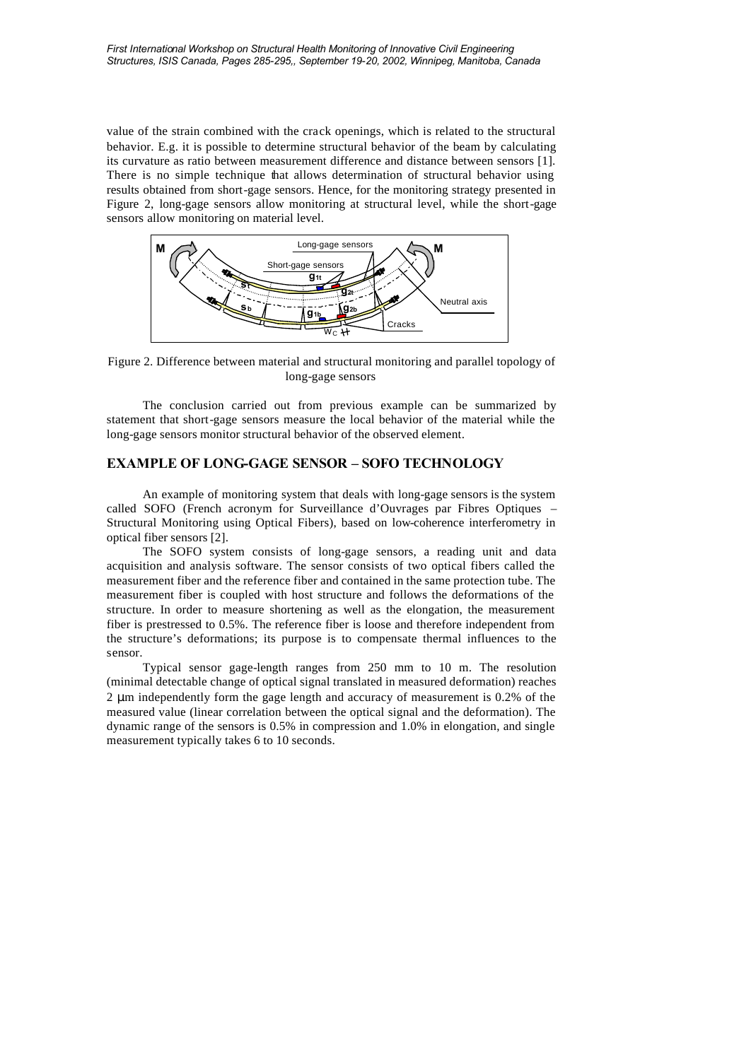value of the strain combined with the crack openings, which is related to the structural behavior. E.g. it is possible to determine structural behavior of the beam by calculating its curvature as ratio between measurement difference and distance between sensors [1]. There is no simple technique that allows determination of structural behavior using results obtained from short-gage sensors. Hence, for the monitoring strategy presented in Figure 2, long-gage sensors allow monitoring at structural level, while the short-gage sensors allow monitoring on material level.

Figure 2. Difference between material and structural monitoring and parallel topology of long-gage sensors

The conclusion carried out from previous example can be summarized by statement that short-gage sensors measure the local behavior of the material while the long-gage sensors monitor structural behavior of the observed element.

## EXAMPLE OF LONG-GAGE SENSOR – SOFO TECHNOLOGY

An example of monitoring system that deals with long-gage sensors is the system called SOFO (French acronym for Surveillance d'Ouvrages par Fibres Optiques – Structural Monitoring using Optical Fibers), based on low-coherence interferometry in optical fiber sensors [2].

The SOFO system consists of long-gage sensors, a reading unit and data acquisition and analysis software. The sensor consists of two optical fibers called the measurement fiber and the reference fiber and contained in the same protection tube. The measurement fiber is coupled with host structure and follows the deformations of the structure. In order to measure shortening as well as the elongation, the measurement fiber is prestressed to 0.5%. The reference fiber is loose and therefore independent from the structure's deformations; its purpose is to compensate thermal influences to the sensor.

Typical sensor gage-length ranges from 250 mm to 10 m. The resolution (minimal detectable change of optical signal translated in measured deformation) reaches 2 μm independently form the gage length and accuracy of measurement is 0.2% of the measured value (linear correlation between the optical signal and the deformation). The dynamic range of the sensors is 0.5% in compression and 1.0% in elongation, and single measurement typically takes 6 to 10 seconds.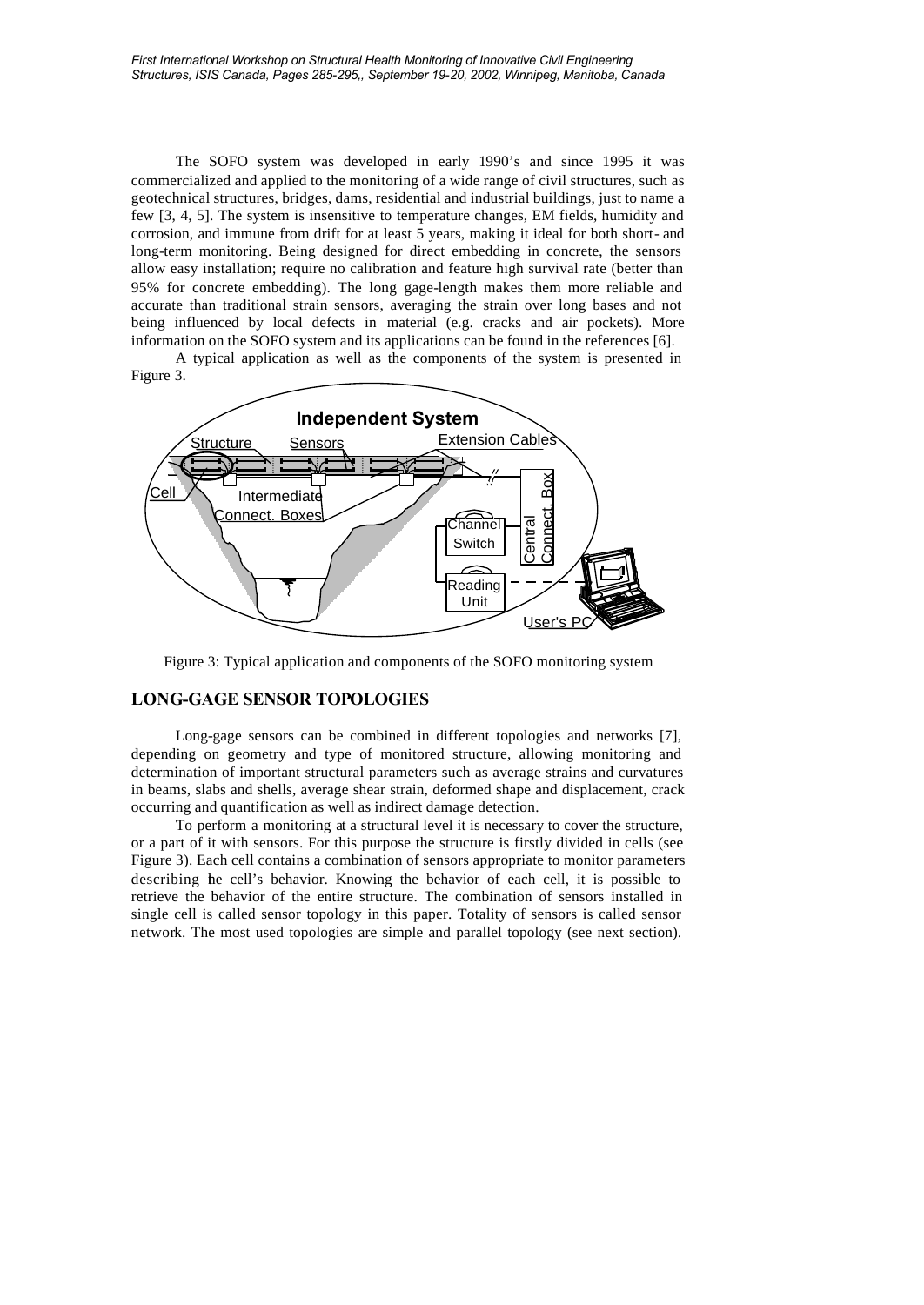The SOFO system was developed in early 1990's and since 1995 it was commercialized and applied to the monitoring of a wide range of civil structures, such as geotechnical structures, bridges, dams, residential and industrial buildings, just to name a few [3, 4, 5]. The system is insensitive to temperature changes, EM fields, humidity and corrosion, and immune from drift for at least 5 years, making it ideal for both short- and long-term monitoring. Being designed for direct embedding in concrete, the sensors allow easy installation; require no calibration and feature high survival rate (better than 95% for concrete embedding). The long gage-length makes them more reliable and accurate than traditional strain sensors, averaging the strain over long bases and not being influenced by local defects in material (e.g. cracks and air pockets). More information on the SOFO system and its applications can be found in the references [6].

A typical application as well as the components of the system is presented in Figure 3.

Figure 3: Typical application and components of the SOFO monitoring system

## LONG-GAGE SENSOR TOPOLOGIES

Long-gage sensors can be combined in different topologies and networks [7], depending on geometry and type of monitored structure, allowing monitoring and determination of important structural parameters such as average strains and curvatures in beams, slabs and shells, average shear strain, deformed shape and displacement, crack occurring and quantification as well as indirect damage detection.

To perform a monitoring at a structural level it is necessary to cover the structure, or a part of it with sensors. For this purpose the structure is firstly divided in cells (see Figure 3). Each cell contains a combination of sensors appropriate to monitor parameters describing the cell's behavior. Knowing the behavior of each cell, it is possible to retrieve the behavior of the entire structure. The combination of sensors installed in single cell is called sensor topology in this paper. Totality of sensors is called sensor network. The most used topologies are simple and parallel topology (see next section).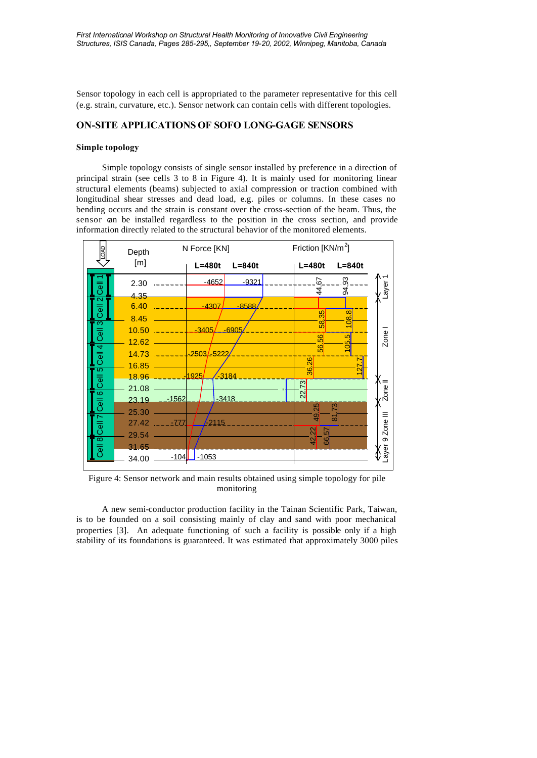Sensor topology in each cell is appropriated to the parameter representative for this cell (e.g. strain, curvature, etc.). Sensor network can contain cells with different topologies.

## ON-SITE APPLICATIONS OF SOFO LONG-GAGE SENSORS

### Simple topology

Simple topology consists of single sensor installed by preference in a direction of principal strain (see cells 3 to 8 in Figure 4). It is mainly used for monitoring linear structural elements (beams) subjected to axial compression or traction combined with longitudinal shear stresses and dead load, e.g. piles or columns. In these cases no bending occurs and the strain is constant over the cross-section of the beam. Thus, the sensor can be installed regardless to the position in the cross section, and provide information directly related to the structural behavior of the monitored elements.

Figure 4: Sensor network and main results obtained using simple topology for pile monitoring

A new semi-conductor production facility in the Tainan Scientific Park, Taiwan, is to be founded on a soil consisting mainly of clay and sand with poor mechanical properties [3]. An adequate functioning of such a facility is possible only if a high stability of its foundations is guaranteed. It was estimated that approximately 3000 piles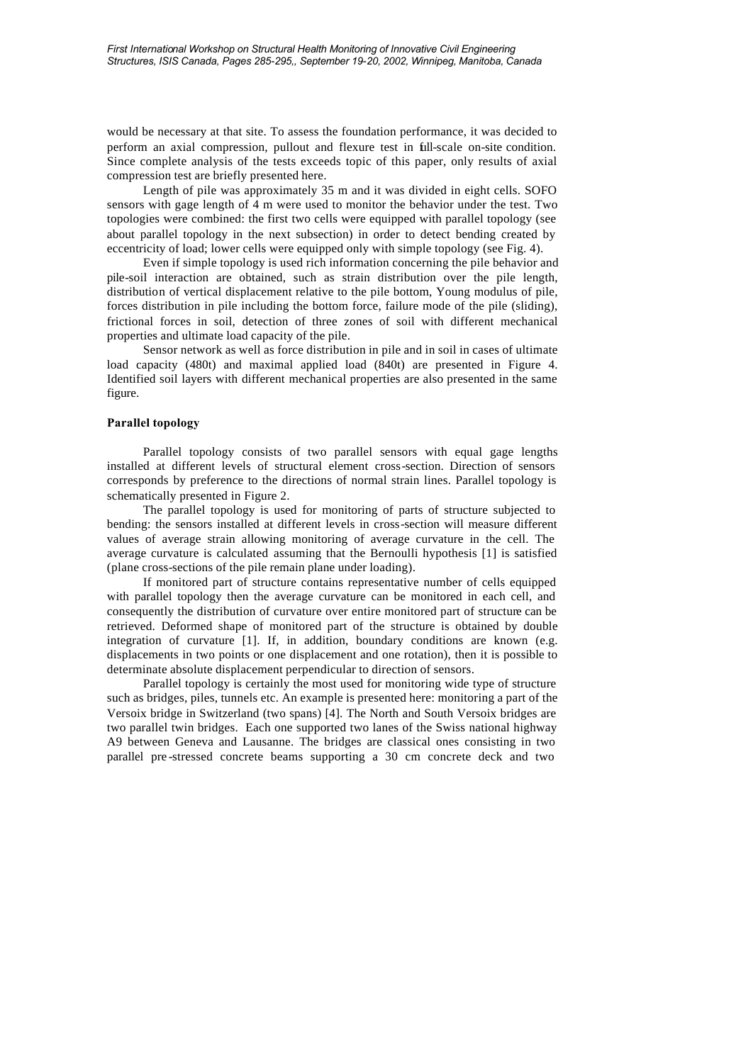would be necessary at that site. To assess the foundation performance, it was decided to perform an axial compression, pullout and flexure test in full-scale on-site condition. Since complete analysis of the tests exceeds topic of this paper, only results of axial compression test are briefly presented here.

Length of pile was approximately 35 m and it was divided in eight cells. SOFO sensors with gage length of 4 m were used to monitor the behavior under the test. Two topologies were combined: the first two cells were equipped with parallel topology (see about parallel topology in the next subsection) in order to detect bending created by eccentricity of load; lower cells were equipped only with simple topology (see Fig. 4).

Even if simple topology is used rich information concerning the pile behavior and pile-soil interaction are obtained, such as strain distribution over the pile length, distribution of vertical displacement relative to the pile bottom, Young modulus of pile, forces distribution in pile including the bottom force, failure mode of the pile (sliding), frictional forces in soil, detection of three zones of soil with different mechanical properties and ultimate load capacity of the pile.

Sensor network as well as force distribution in pile and in soil in cases of ultimate load capacity (480t) and maximal applied load (840t) are presented in Figure 4. Identified soil layers with different mechanical properties are also presented in the same figure.

**Parallel topology**

Parallel topology consists of two parallel sensors with equal gage lengths installed at different levels of structural element cross-section. Direction of sensors corresponds by preference to the directions of normal strain lines. Parallel topology is schematically presented in Figure 2.

The parallel topology is used for monitoring of parts of structure subjected to bending: the sensors installed at different levels in cross-section will measure different values of average strain allowing monitoring of average curvature in the cell. The average curvature is calculated assuming that the Bernoulli hypothesis [1] is satisfied (plane cross-sections of the pile remain plane under loading).

If monitored part of structure contains representative number of cells equipped with parallel topology then the average curvature can be monitored in each cell, and consequently the distribution of curvature over entire monitored part of structure can be retrieved. Deformed shape of monitored part of the structure is obtained by double integration of curvature [1]. If, in addition, boundary conditions are known (e.g. displacements in two points or one displacement and one rotation), then it is possible to determinate absolute displacement perpendicular to direction of sensors.

Parallel topology is certainly the most used for monitoring wide type of structure such as bridges, piles, tunnels etc. An example is presented here: monitoring a part of the Versoix bridge in Switzerland (two spans) [4]. The North and South Versoix bridges are two parallel twin bridges. Each one supported two lanes of the Swiss national highway A9 between Geneva and Lausanne. The bridges are classical ones consisting in two parallel pre-stressed concrete beams supporting a 30 cm concrete deck and two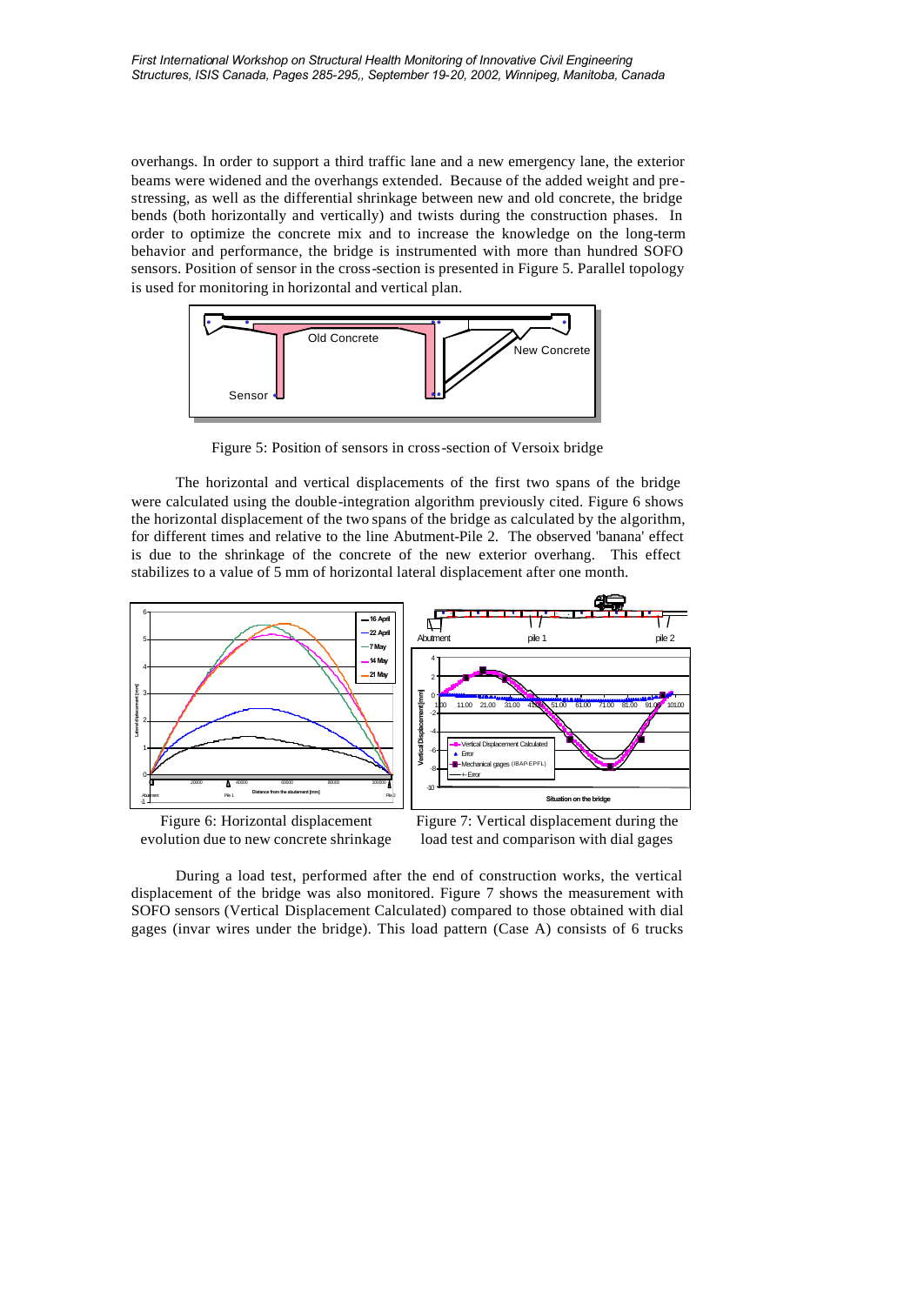overhangs. In order to support a third traffic lane and a new emergency lane, the exterior beams were widened and the overhangs extended. Because of the added weight and pre-stressing, as well as the differential shrinkage between new and old concrete, the bridge bends (both horizontally and vertically) and twists during the construction phases. In order to optimize the concrete mix and to increase the knowledge on the long-term behavior and performance, the bridge is instrumented with more than hundred SOFO sensors. Position of sensor in the cross-section is presented in Figure 5. Parallel topology is used for monitoring in horizontal and vertical plan.

Figure 5: Position of sensors in cross-section of Versoix bridge

The horizontal and vertical displacements of the first two spans of the bridge were calculated using the double-integration algorithm previously cited. Figure 6 shows the horizontal displacement of the two spans of the bridge as calculated by the algorithm, for different times and relative to the line Abutment-Pile 2. The observed 'banana' effect is due to the shrinkage of the concrete of the new exterior overhang. This effect stabilizes to a value of 5 mm of horizontal lateral displacement after one month.

Figure 6: Horizontal displacement evolution due to new concrete shrinkage

Figure 7: Vertical displacement during the load test and comparison with dial gages

During a load test, performed after the end of construction works, the vertical displacement of the bridge was also monitored. Figure 7 shows the measurement with SOFO sensors (Vertical Displacement Calculated) compared to those obtained with dial gages (invar wires under the bridge). This load pattern (Case A) consists of 6 trucks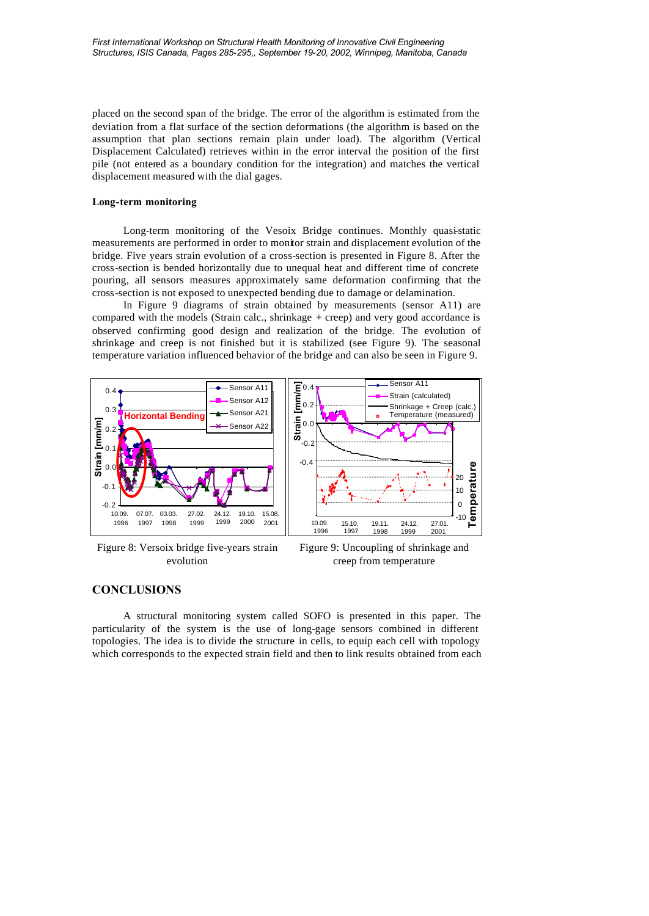placed on the second span of the bridge. The error of the algorithm is estimated from the deviation from a flat surface of the section deformations (the algorithm is based on the assumption that plan sections remain plain under load). The algorithm (Vertical Displacement Calculated) retrieves within in the error interval the position of the first pile (not entered as a boundary condition for the integration) and matches the vertical displacement measured with the dial gages.

### Long-term monitoring

Long-term monitoring of the Vesoix Bridge continues. Monthly quasi-static measurements are performed in order to monitor strain and displacement evolution of the bridge. Five years strain evolution of a cross-section is presented in Figure 8. After the cross-section is bended horizontally due to unequal heat and different time of concrete pouring, all sensors measures approximately same deformation confirming that the cross-section is not exposed to unexpected bending due to damage or delamination.

In Figure 9 diagrams of strain obtained by measurements (sensor A11) are compared with the models (Strain calc., shrinkage + creep) and very good accordance is observed confirming good design and realization of the bridge. The evolution of shrinkage and creep is not finished but it is stabilized (see Figure 9). The seasonal temperature variation influenced behavior of the bridge and can also be seen in Figure 9.

Figure 8: Versoix bridge five-years strain evolution

Figure 9: Uncoupling of shrinkage and creep from temperature

## CONCLUSIONS

A structural monitoring system called SOFO is presented in this paper. The particularity of the system is the use of long-gage sensors combined in different topologies. The idea is to divide the structure in cells, to equip each cell with topology which corresponds to the expected strain field and then to link results obtained from each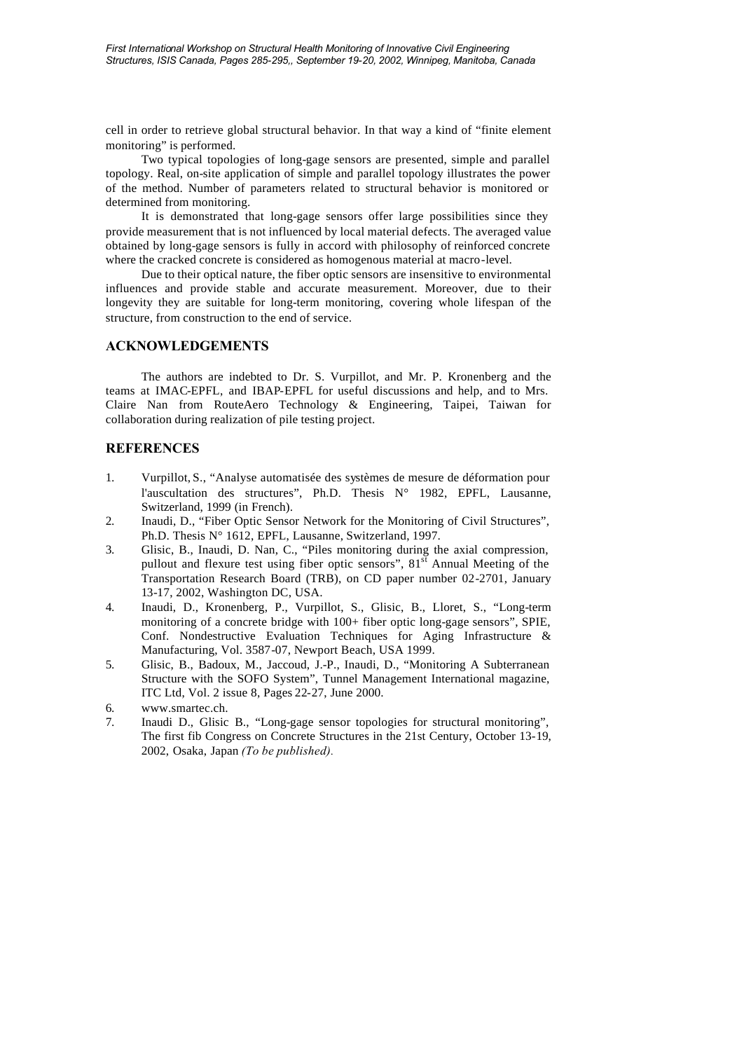cell in order to retrieve global structural behavior. In that way a kind of "finite element monitoring" is performed.

Two typical topologies of long-gage sensors are presented, simple and parallel topology. Real, on-site application of simple and parallel topology illustrates the power of the method. Number of parameters related to structural behavior is monitored or determined from monitoring.

It is demonstrated that long-gage sensors offer large possibilities since they provide measurement that is not influenced by local material defects. The averaged value obtained by long-gage sensors is fully in accord with philosophy of reinforced concrete where the cracked concrete is considered as homogenous material at macro-level.

Due to their optical nature, the fiber optic sensors are insensitive to environmental influences and provide stable and accurate measurement. Moreover, due to their longevity they are suitable for long-term monitoring, covering whole lifespan of the structure, from construction to the end of service.

## ACKNOWLEDGEMENTS

The authors are indebted to Dr. S. Vurpillot, and Mr. P. Kronenberg and the teams at IMAC-EPFL, and IBAP-EPFL for useful discussions and help, and to Mrs. Claire Nan from RouteAero Technology & Engineering, Taipei, Taiwan for collaboration during realization of pile testing project.

## REFERENCES

1. Vurpillot, S., "Analyse automatisée des systèmes de mesure de déformation pour l'auscultation des structures", Ph.D. Thesis N° 1982, EPFL, Lausanne, Switzerland, 1999 (in French).
2. Inaudi, D., "Fiber Optic Sensor Network for the Monitoring of Civil Structures", Ph.D. Thesis N° 1612, EPFL, Lausanne, Switzerland, 1997.
3. Glisic, B., Inaudi, D. Nan, C., "Piles monitoring during the axial compression, pullout and flexure test using fiber optic sensors", 81st Annual Meeting of the Transportation Research Board (TRB), on CD paper number 02-2701, January 13-17, 2002, Washington DC, USA.
4. Inaudi, D., Kronenberg, P., Vurpillot, S., Glisic, B., Lloret, S., "Long-term monitoring of a concrete bridge with 100+ fiber optic long-gage sensors", SPIE, Conf. Nondestructive Evaluation Techniques for Aging Infrastructure & Manufacturing, Vol. 3587-07, Newport Beach, USA 1999.
5. Glisic, B., Badoux, M., Jaccoud, J.-P., Inaudi, D., "Monitoring A Subterranean Structure with the SOFO System", Tunnel Management International magazine, ITC Ltd, Vol. 2 issue 8, Pages 22-27, June 2000.
6. www.smartec.ch.
7. Inaudi D., Glisic B., "Long-gage sensor topologies for structural monitoring", The first fib Congress on Concrete Structures in the 21st Century, October 13-19, 2002, Osaka, Japan *(To be published).*